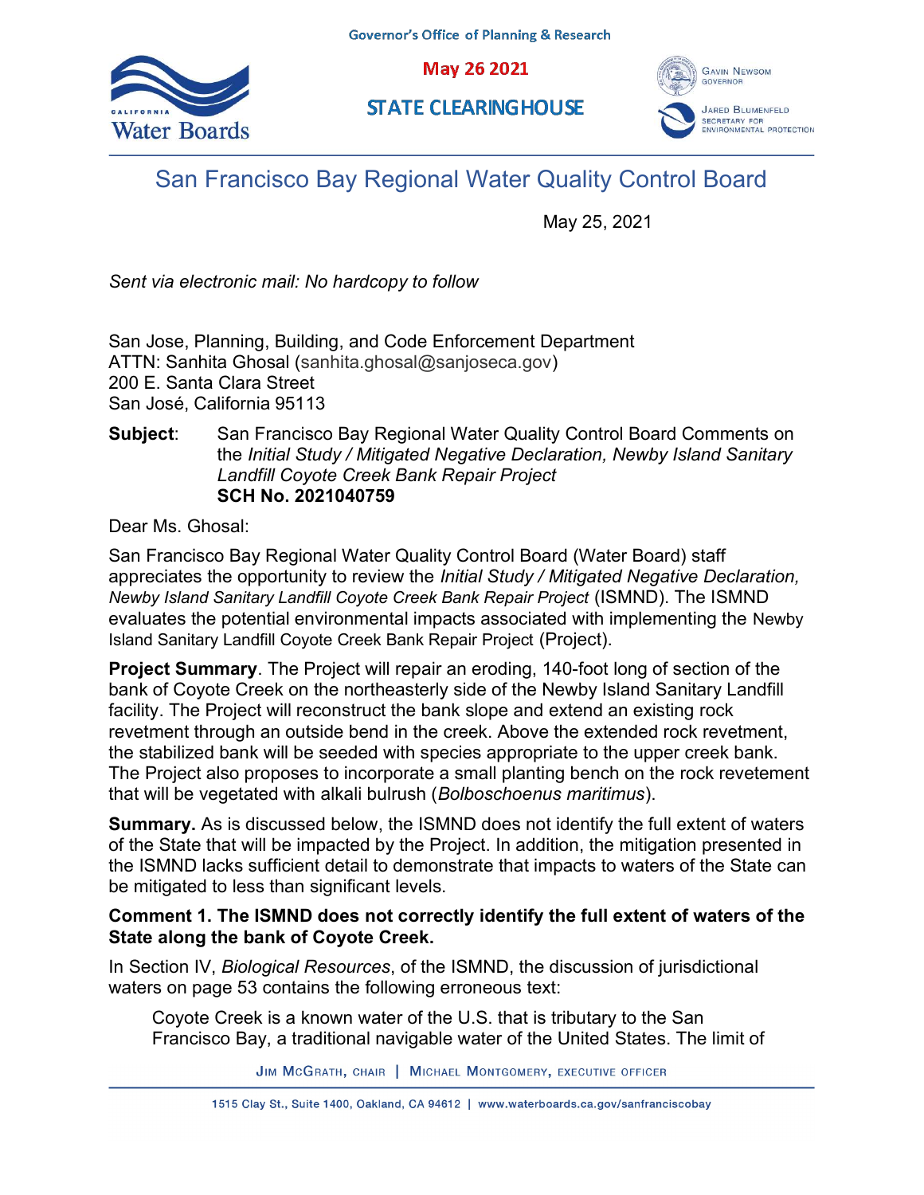Governor's Office of Planning & Research

May 26 2021

STATE CLEARINGHOUSE

GAVIN NEWSOM
GOVERNOR

JARED BLUMENFELD
SECRETARY FOR
ENVIRONMENTAL PROTECTION

# San Francisco Bay Regional Water Quality Control Board

May 25, 2021

*Sent via electronic mail: No hardcopy to follow*

San Jose, Planning, Building, and Code Enforcement Department
ATTN: Sanhita Ghosal (sanhita.ghosal@sanjoseca.gov)
200 E. Santa Clara Street
San José, California 95113

**Subject**: San Francisco Bay Regional Water Quality Control Board Comments on the *Initial Study / Mitigated Negative Declaration, Newby Island Sanitary Landfill Coyote Creek Bank Repair Project*
**SCH No. 2021040759**

Dear Ms. Ghosal:

San Francisco Bay Regional Water Quality Control Board (Water Board) staff appreciates the opportunity to review the *Initial Study / Mitigated Negative Declaration, Newby Island Sanitary Landfill Coyote Creek Bank Repair Project* (ISMND). The ISMND evaluates the potential environmental impacts associated with implementing the Newby Island Sanitary Landfill Coyote Creek Bank Repair Project (Project).

**Project Summary**. The Project will repair an eroding, 140-foot long of section of the bank of Coyote Creek on the northeasterly side of the Newby Island Sanitary Landfill facility. The Project will reconstruct the bank slope and extend an existing rock revetment through an outside bend in the creek. Above the extended rock revetment, the stabilized bank will be seeded with species appropriate to the upper creek bank. The Project also proposes to incorporate a small planting bench on the rock revetement that will be vegetated with alkali bulrush (*Bolboschoenus maritimus*).

**Summary.** As is discussed below, the ISMND does not identify the full extent of waters of the State that will be impacted by the Project. In addition, the mitigation presented in the ISMND lacks sufficient detail to demonstrate that impacts to waters of the State can be mitigated to less than significant levels.

**Comment 1. The ISMND does not correctly identify the full extent of waters of the State along the bank of Coyote Creek.**

In Section IV, *Biological Resources*, of the ISMND, the discussion of jurisdictional waters on page 53 contains the following erroneous text:

> Coyote Creek is a known water of the U.S. that is tributary to the San Francisco Bay, a traditional navigable water of the United States. The limit of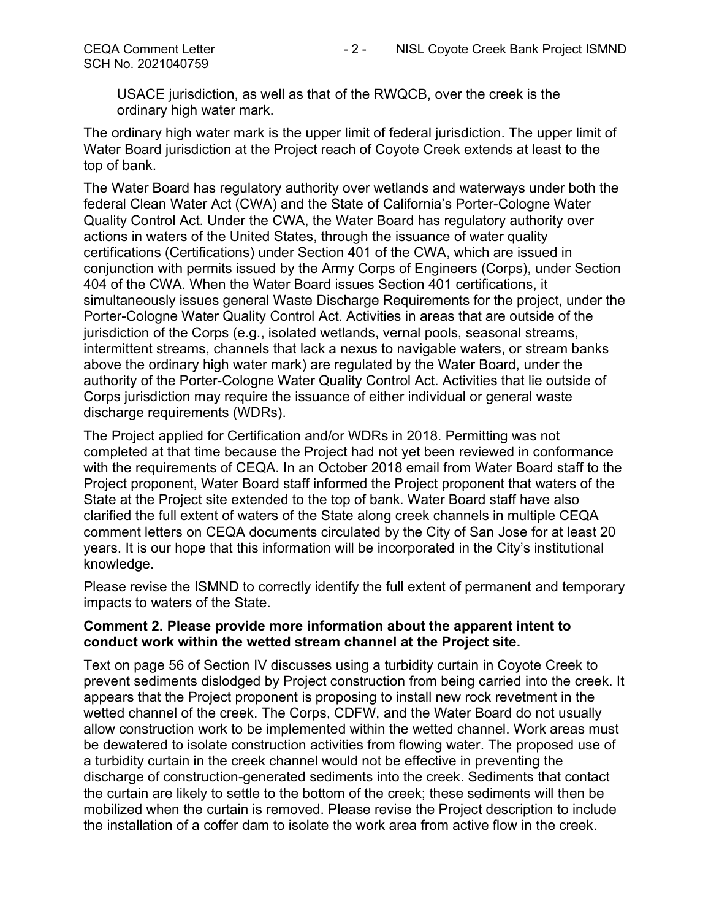USACE jurisdiction, as well as that of the RWQCB, over the creek is the ordinary high water mark.

The ordinary high water mark is the upper limit of federal jurisdiction. The upper limit of Water Board jurisdiction at the Project reach of Coyote Creek extends at least to the top of bank.

The Water Board has regulatory authority over wetlands and waterways under both the federal Clean Water Act (CWA) and the State of California's Porter-Cologne Water Quality Control Act. Under the CWA, the Water Board has regulatory authority over actions in waters of the United States, through the issuance of water quality certifications (Certifications) under Section 401 of the CWA, which are issued in conjunction with permits issued by the Army Corps of Engineers (Corps), under Section 404 of the CWA. When the Water Board issues Section 401 certifications, it simultaneously issues general Waste Discharge Requirements for the project, under the Porter-Cologne Water Quality Control Act. Activities in areas that are outside of the jurisdiction of the Corps (e.g., isolated wetlands, vernal pools, seasonal streams, intermittent streams, channels that lack a nexus to navigable waters, or stream banks above the ordinary high water mark) are regulated by the Water Board, under the authority of the Porter-Cologne Water Quality Control Act. Activities that lie outside of Corps jurisdiction may require the issuance of either individual or general waste discharge requirements (WDRs).

The Project applied for Certification and/or WDRs in 2018. Permitting was not completed at that time because the Project had not yet been reviewed in conformance with the requirements of CEQA. In an October 2018 email from Water Board staff to the Project proponent, Water Board staff informed the Project proponent that waters of the State at the Project site extended to the top of bank. Water Board staff have also clarified the full extent of waters of the State along creek channels in multiple CEQA comment letters on CEQA documents circulated by the City of San Jose for at least 20 years. It is our hope that this information will be incorporated in the City's institutional knowledge.

Please revise the ISMND to correctly identify the full extent of permanent and temporary impacts to waters of the State.

**Comment 2. Please provide more information about the apparent intent to conduct work within the wetted stream channel at the Project site.**

Text on page 56 of Section IV discusses using a turbidity curtain in Coyote Creek to prevent sediments dislodged by Project construction from being carried into the creek. It appears that the Project proponent is proposing to install new rock revetment in the wetted channel of the creek. The Corps, CDFW, and the Water Board do not usually allow construction work to be implemented within the wetted channel. Work areas must be dewatered to isolate construction activities from flowing water. The proposed use of a turbidity curtain in the creek channel would not be effective in preventing the discharge of construction-generated sediments into the creek. Sediments that contact the curtain are likely to settle to the bottom of the creek; these sediments will then be mobilized when the curtain is removed. Please revise the Project description to include the installation of a coffer dam to isolate the work area from active flow in the creek.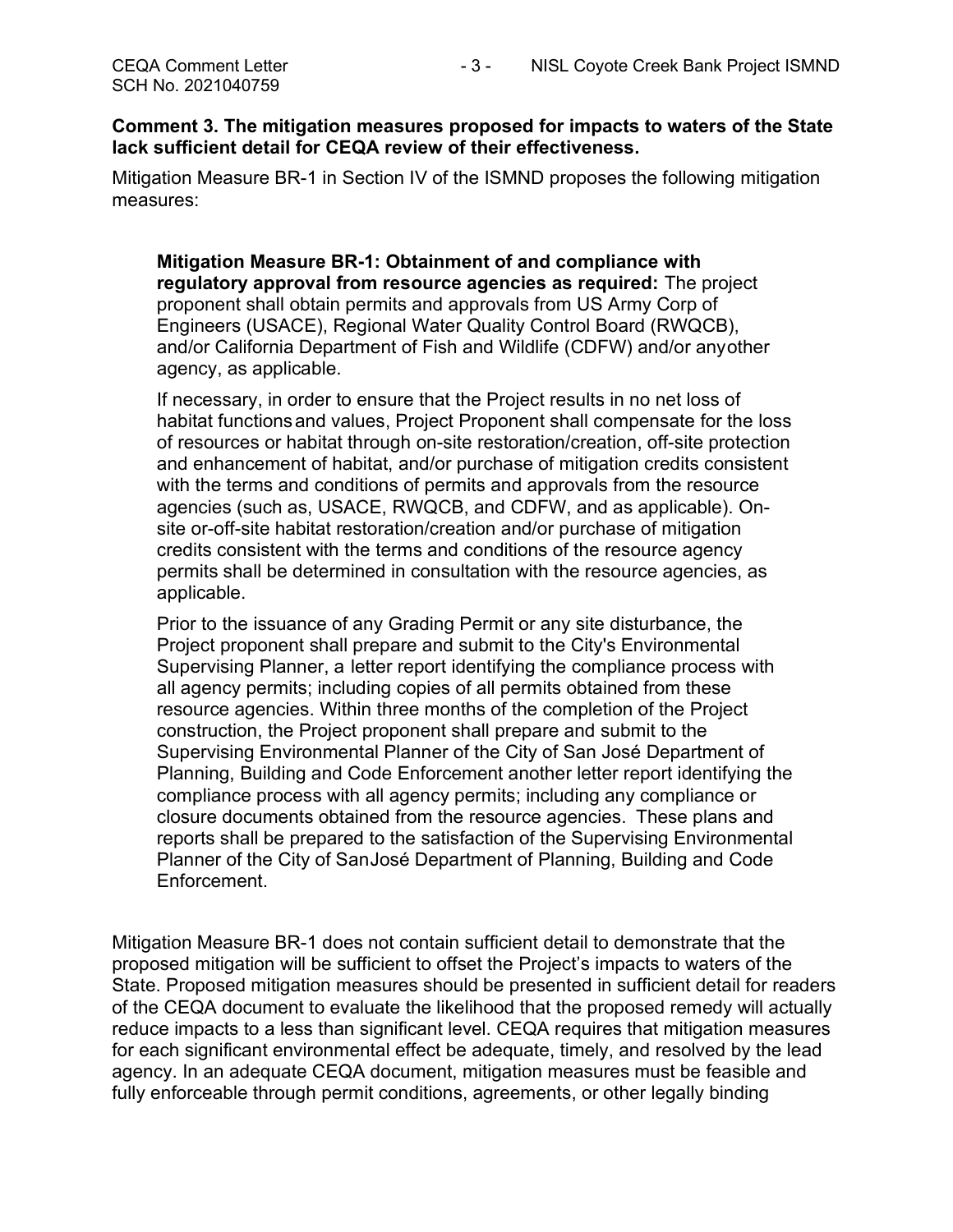**Comment 3. The mitigation measures proposed for impacts to waters of the State lack sufficient detail for CEQA review of their effectiveness.**

Mitigation Measure BR-1 in Section IV of the ISMND proposes the following mitigation measures:

> **Mitigation Measure BR-1: Obtainment of and compliance with regulatory approval from resource agencies as required:** The project proponent shall obtain permits and approvals from US Army Corp of Engineers (USACE), Regional Water Quality Control Board (RWQCB), and/or California Department of Fish and Wildlife (CDFW) and/or anyother agency, as applicable.
>
> If necessary, in order to ensure that the Project results in no net loss of habitat functionsand values, Project Proponent shall compensate for the loss of resources or habitat through on-site restoration/creation, off-site protection and enhancement of habitat, and/or purchase of mitigation credits consistent with the terms and conditions of permits and approvals from the resource agencies (such as, USACE, RWQCB, and CDFW, and as applicable). On-site or-off-site habitat restoration/creation and/or purchase of mitigation credits consistent with the terms and conditions of the resource agency permits shall be determined in consultation with the resource agencies, as applicable.
>
> Prior to the issuance of any Grading Permit or any site disturbance, the Project proponent shall prepare and submit to the City's Environmental Supervising Planner, a letter report identifying the compliance process with all agency permits; including copies of all permits obtained from these resource agencies. Within three months of the completion of the Project construction, the Project proponent shall prepare and submit to the Supervising Environmental Planner of the City of San José Department of Planning, Building and Code Enforcement another letter report identifying the compliance process with all agency permits; including any compliance or closure documents obtained from the resource agencies. These plans and reports shall be prepared to the satisfaction of the Supervising Environmental Planner of the City of SanJosé Department of Planning, Building and Code Enforcement.

Mitigation Measure BR-1 does not contain sufficient detail to demonstrate that the proposed mitigation will be sufficient to offset the Project's impacts to waters of the State. Proposed mitigation measures should be presented in sufficient detail for readers of the CEQA document to evaluate the likelihood that the proposed remedy will actually reduce impacts to a less than significant level. CEQA requires that mitigation measures for each significant environmental effect be adequate, timely, and resolved by the lead agency. In an adequate CEQA document, mitigation measures must be feasible and fully enforceable through permit conditions, agreements, or other legally binding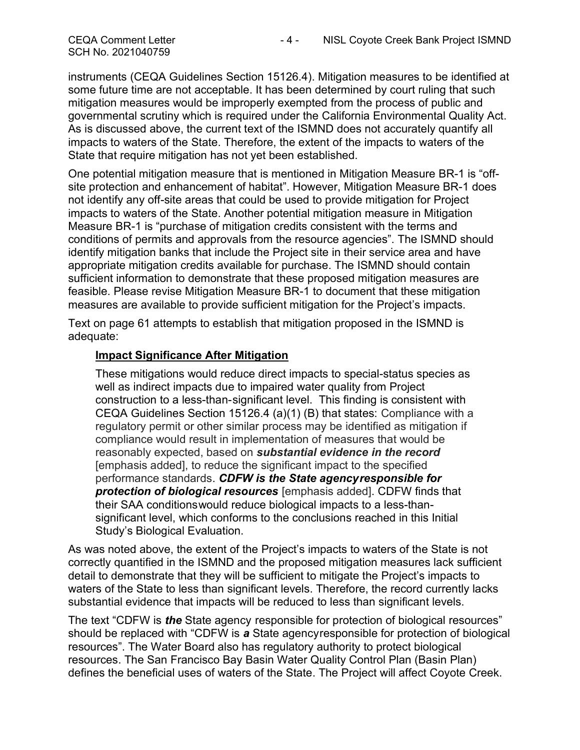instruments (CEQA Guidelines Section 15126.4). Mitigation measures to be identified at some future time are not acceptable. It has been determined by court ruling that such mitigation measures would be improperly exempted from the process of public and governmental scrutiny which is required under the California Environmental Quality Act. As is discussed above, the current text of the ISMND does not accurately quantify all impacts to waters of the State. Therefore, the extent of the impacts to waters of the State that require mitigation has not yet been established.

One potential mitigation measure that is mentioned in Mitigation Measure BR-1 is "off-site protection and enhancement of habitat". However, Mitigation Measure BR-1 does not identify any off-site areas that could be used to provide mitigation for Project impacts to waters of the State. Another potential mitigation measure in Mitigation Measure BR-1 is "purchase of mitigation credits consistent with the terms and conditions of permits and approvals from the resource agencies". The ISMND should identify mitigation banks that include the Project site in their service area and have appropriate mitigation credits available for purchase. The ISMND should contain sufficient information to demonstrate that these proposed mitigation measures are feasible. Please revise Mitigation Measure BR-1 to document that these mitigation measures are available to provide sufficient mitigation for the Project's impacts.

Text on page 61 attempts to establish that mitigation proposed in the ISMND is adequate:

> **Impact Significance After Mitigation**
>
> These mitigations would reduce direct impacts to special-status species as well as indirect impacts due to impaired water quality from Project construction to a less-than-significant level. This finding is consistent with CEQA Guidelines Section 15126.4 (a)(1) (B) that states: Compliance with a regulatory permit or other similar process may be identified as mitigation if compliance would result in implementation of measures that would be reasonably expected, based on ***substantial evidence in the record*** [emphasis added], to reduce the significant impact to the specified performance standards. ***CDFW is the State agency responsible for protection of biological resources*** [emphasis added]. CDFW finds that their SAA conditions would reduce biological impacts to a less-than-significant level, which conforms to the conclusions reached in this Initial Study's Biological Evaluation.

As was noted above, the extent of the Project's impacts to waters of the State is not correctly quantified in the ISMND and the proposed mitigation measures lack sufficient detail to demonstrate that they will be sufficient to mitigate the Project's impacts to waters of the State to less than significant levels. Therefore, the record currently lacks substantial evidence that impacts will be reduced to less than significant levels.

The text "CDFW is ***the*** State agency responsible for protection of biological resources" should be replaced with "CDFW is ***a*** State agency responsible for protection of biological resources". The Water Board also has regulatory authority to protect biological resources. The San Francisco Bay Basin Water Quality Control Plan (Basin Plan) defines the beneficial uses of waters of the State. The Project will affect Coyote Creek.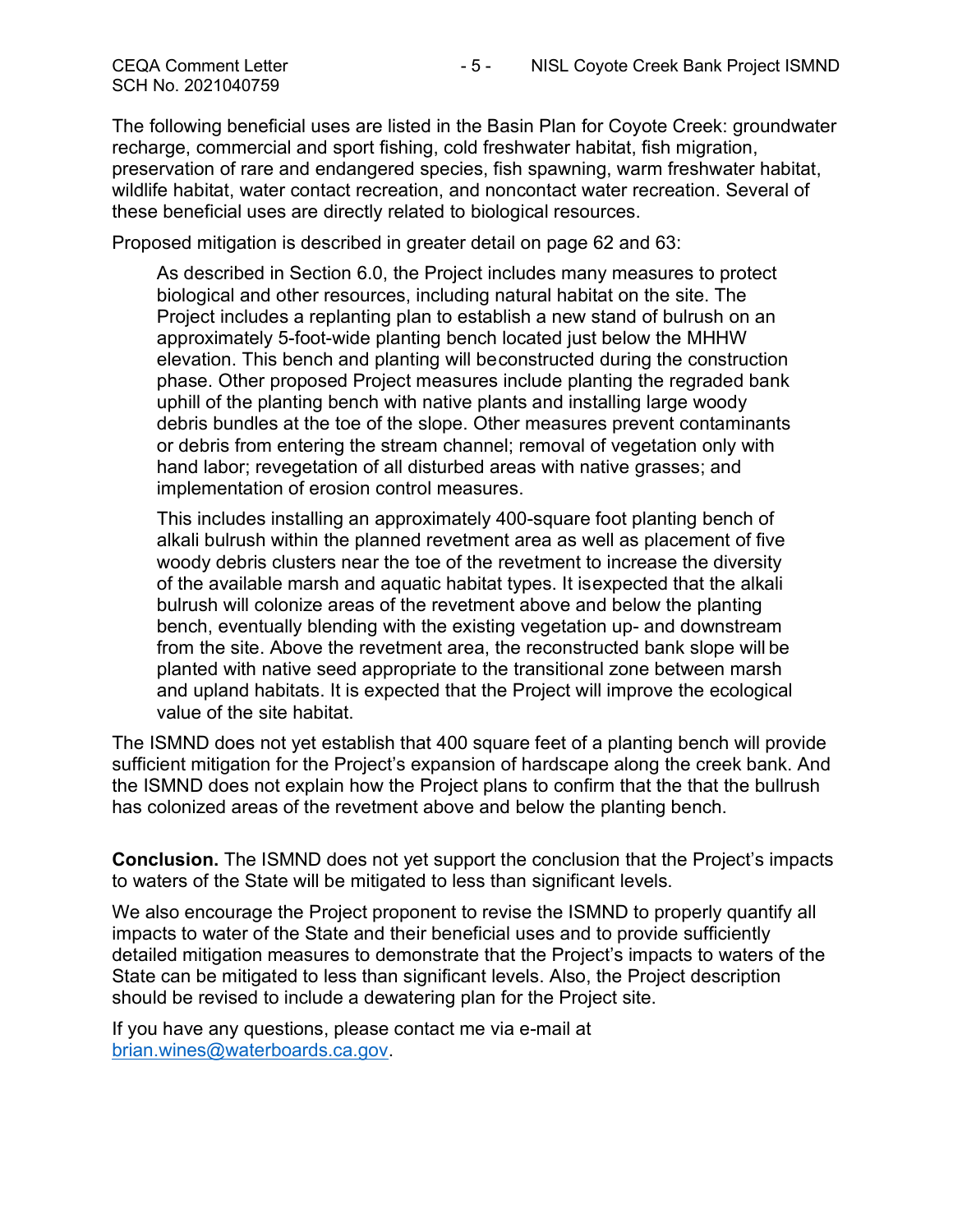The following beneficial uses are listed in the Basin Plan for Coyote Creek: groundwater recharge, commercial and sport fishing, cold freshwater habitat, fish migration, preservation of rare and endangered species, fish spawning, warm freshwater habitat, wildlife habitat, water contact recreation, and noncontact water recreation. Several of these beneficial uses are directly related to biological resources.

Proposed mitigation is described in greater detail on page 62 and 63:

> As described in Section 6.0, the Project includes many measures to protect biological and other resources, including natural habitat on the site. The Project includes a replanting plan to establish a new stand of bulrush on an approximately 5-foot-wide planting bench located just below the MHHW elevation. This bench and planting will beconstructed during the construction phase. Other proposed Project measures include planting the regraded bank uphill of the planting bench with native plants and installing large woody debris bundles at the toe of the slope. Other measures prevent contaminants or debris from entering the stream channel; removal of vegetation only with hand labor; revegetation of all disturbed areas with native grasses; and implementation of erosion control measures.
>
> This includes installing an approximately 400-square foot planting bench of alkali bulrush within the planned revetment area as well as placement of five woody debris clusters near the toe of the revetment to increase the diversity of the available marsh and aquatic habitat types. It isexpected that the alkali bulrush will colonize areas of the revetment above and below the planting bench, eventually blending with the existing vegetation up- and downstream from the site. Above the revetment area, the reconstructed bank slope will be planted with native seed appropriate to the transitional zone between marsh and upland habitats. It is expected that the Project will improve the ecological value of the site habitat.

The ISMND does not yet establish that 400 square feet of a planting bench will provide sufficient mitigation for the Project's expansion of hardscape along the creek bank. And the ISMND does not explain how the Project plans to confirm that the that the bullrush has colonized areas of the revetment above and below the planting bench.

**Conclusion.** The ISMND does not yet support the conclusion that the Project's impacts to waters of the State will be mitigated to less than significant levels.

We also encourage the Project proponent to revise the ISMND to properly quantify all impacts to water of the State and their beneficial uses and to provide sufficiently detailed mitigation measures to demonstrate that the Project's impacts to waters of the State can be mitigated to less than significant levels. Also, the Project description should be revised to include a dewatering plan for the Project site.

If you have any questions, please contact me via e-mail at [brian.wines@waterboards.ca.gov](mailto:brian.wines@waterboards.ca.gov).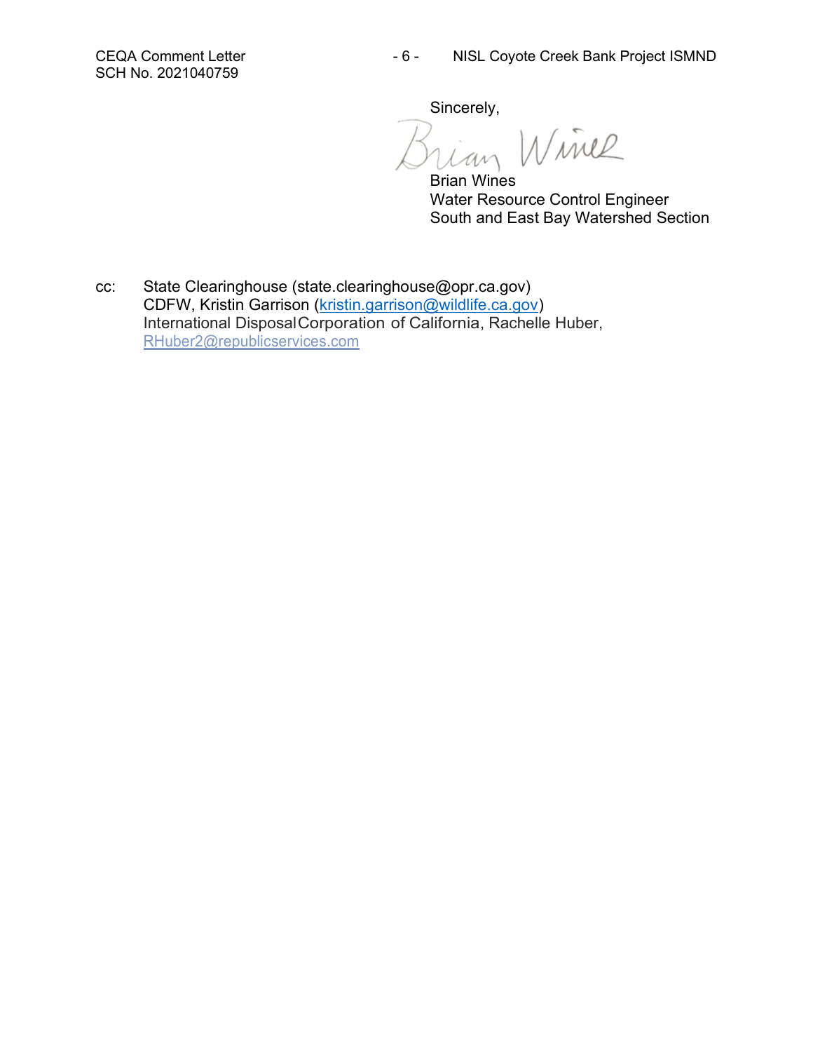Sincerely,

Brian Wines
Water Resource Control Engineer
South and East Bay Watershed Section

cc: State Clearinghouse (state.clearinghouse@opr.ca.gov)
CDFW, Kristin Garrison (kristin.garrison@wildlife.ca.gov)
International Disposal Corporation of California, Rachelle Huber, RHuber2@republicservices.com